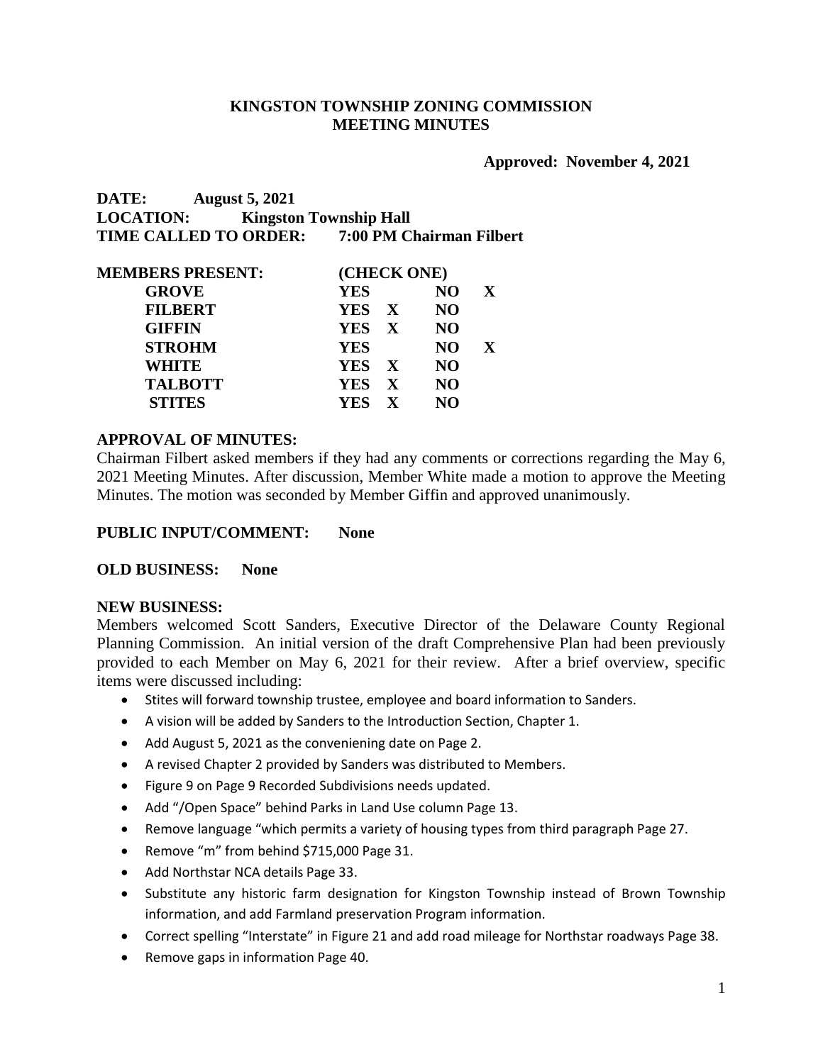# KINGSTON TOWNSHIP ZONING COMMISSION
# MEETING MINUTES

**Approved: November 4, 2021**

**DATE:** **August 5, 2021**
**LOCATION:** **Kingston Township Hall**
**TIME CALLED TO ORDER:** **7:00 PM Chairman Filbert**

| MEMBERS PRESENT: | (CHECK ONE) | | | |
|---|---|---|---|---|
| GROVE | YES | | NO | X |
| FILBERT | YES | X | NO | |
| GIFFIN | YES | X | NO | |
| STROHM | YES | | NO | X |
| WHITE | YES | X | NO | |
| TALBOTT | YES | X | NO | |
| STITES | YES | X | NO | |

**APPROVAL OF MINUTES:**
Chairman Filbert asked members if they had any comments or corrections regarding the May 6, 2021 Meeting Minutes. After discussion, Member White made a motion to approve the Meeting Minutes. The motion was seconded by Member Giffin and approved unanimously.

**PUBLIC INPUT/COMMENT:** **None**

**OLD BUSINESS:** **None**

**NEW BUSINESS:**
Members welcomed Scott Sanders, Executive Director of the Delaware County Regional Planning Commission. An initial version of the draft Comprehensive Plan had been previously provided to each Member on May 6, 2021 for their review. After a brief overview, specific items were discussed including:

- Stites will forward township trustee, employee and board information to Sanders.
- A vision will be added by Sanders to the Introduction Section, Chapter 1.
- Add August 5, 2021 as the conveniening date on Page 2.
- A revised Chapter 2 provided by Sanders was distributed to Members.
- Figure 9 on Page 9 Recorded Subdivisions needs updated.
- Add "/Open Space" behind Parks in Land Use column Page 13.
- Remove language "which permits a variety of housing types from third paragraph Page 27.
- Remove "m" from behind $715,000 Page 31.
- Add Northstar NCA details Page 33.
- Substitute any historic farm designation for Kingston Township instead of Brown Township information, and add Farmland preservation Program information.
- Correct spelling "Interstate" in Figure 21 and add road mileage for Northstar roadways Page 38.
- Remove gaps in information Page 40.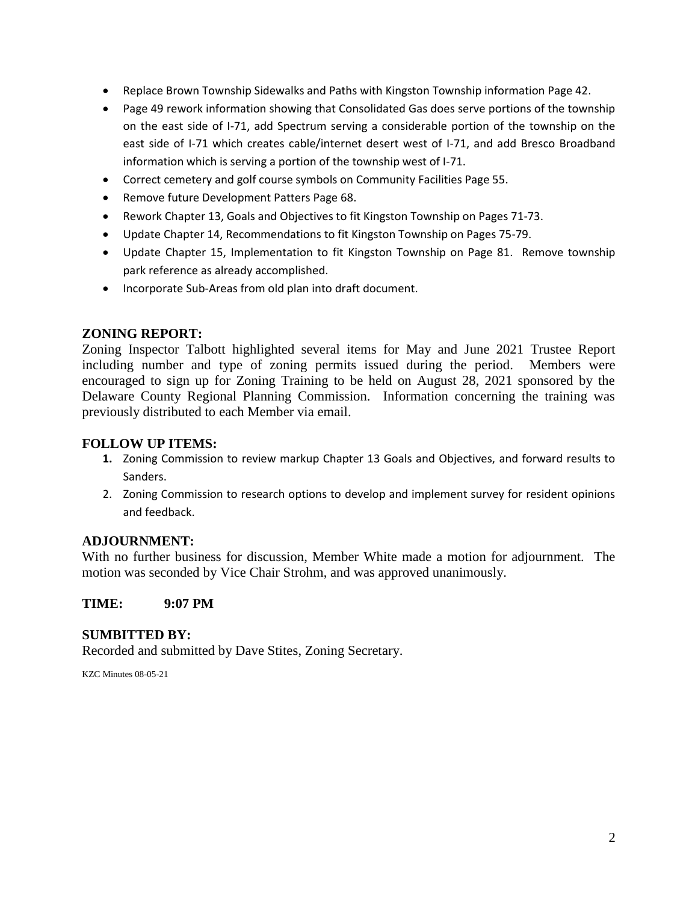- Replace Brown Township Sidewalks and Paths with Kingston Township information Page 42.
- Page 49 rework information showing that Consolidated Gas does serve portions of the township on the east side of I-71, add Spectrum serving a considerable portion of the township on the east side of I-71 which creates cable/internet desert west of I-71, and add Bresco Broadband information which is serving a portion of the township west of I-71.
- Correct cemetery and golf course symbols on Community Facilities Page 55.
- Remove future Development Patters Page 68.
- Rework Chapter 13, Goals and Objectives to fit Kingston Township on Pages 71-73.
- Update Chapter 14, Recommendations to fit Kingston Township on Pages 75-79.
- Update Chapter 15, Implementation to fit Kingston Township on Page 81. Remove township park reference as already accomplished.
- Incorporate Sub-Areas from old plan into draft document.

## ZONING REPORT:

Zoning Inspector Talbott highlighted several items for May and June 2021 Trustee Report including number and type of zoning permits issued during the period. Members were encouraged to sign up for Zoning Training to be held on August 28, 2021 sponsored by the Delaware County Regional Planning Commission. Information concerning the training was previously distributed to each Member via email.

## FOLLOW UP ITEMS:

1. Zoning Commission to review markup Chapter 13 Goals and Objectives, and forward results to Sanders.
2. Zoning Commission to research options to develop and implement survey for resident opinions and feedback.

## ADJOURNMENT:

With no further business for discussion, Member White made a motion for adjournment. The motion was seconded by Vice Chair Strohm, and was approved unanimously.

**TIME: 9:07 PM**

## SUMBITTED BY:

Recorded and submitted by Dave Stites, Zoning Secretary.

KZC Minutes 08-05-21